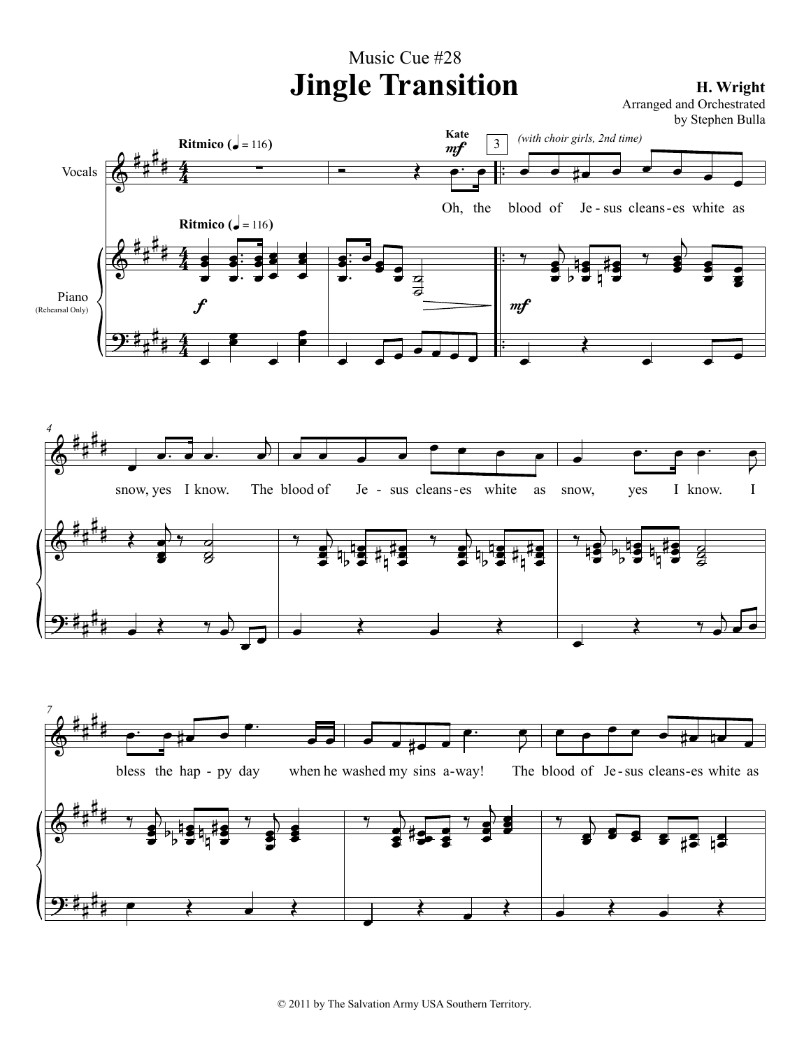Music Cue #28

# Jingle Transition

**H. Wright**
Arranged and Orchestrated
by Stephen Bulla

**Ritmico** (♩ = 116)

Vocals — Kate *mf* — (with choir girls, 2nd time)

Oh, the blood of Je - sus cleans - es white as snow, yes I know. The blood of Je - sus cleans - es white as snow, yes I know. I bless the hap - py day when he washed my sins a - way! The blood of Je - sus cleans - es white as

Piano (Rehearsal Only)

© 2011 by The Salvation Army USA Southern Territory.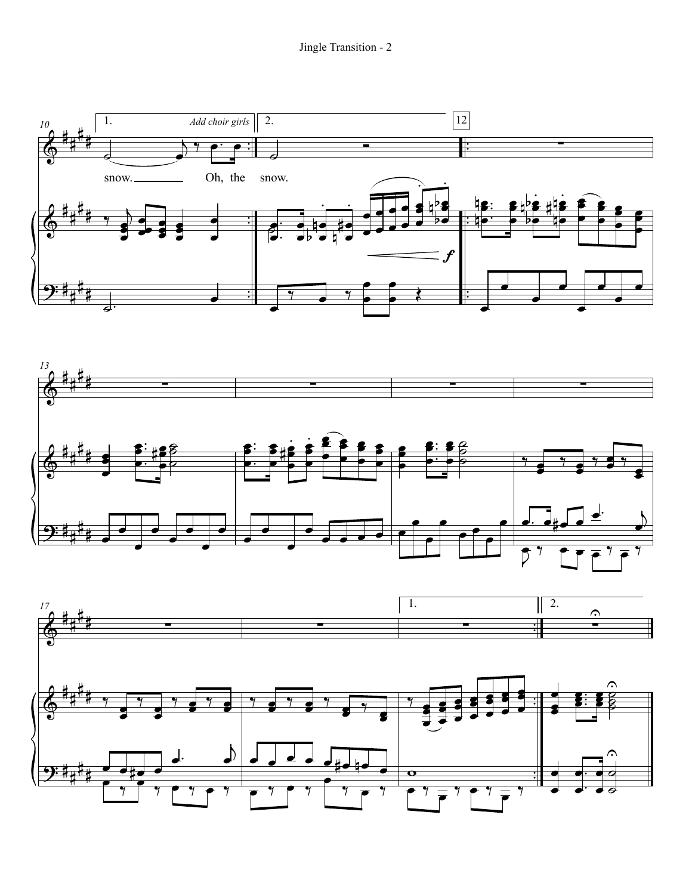10

1. *Add choir girls*

2.

12

snow. Oh, the snow.

*f*

13

17

1.

2.